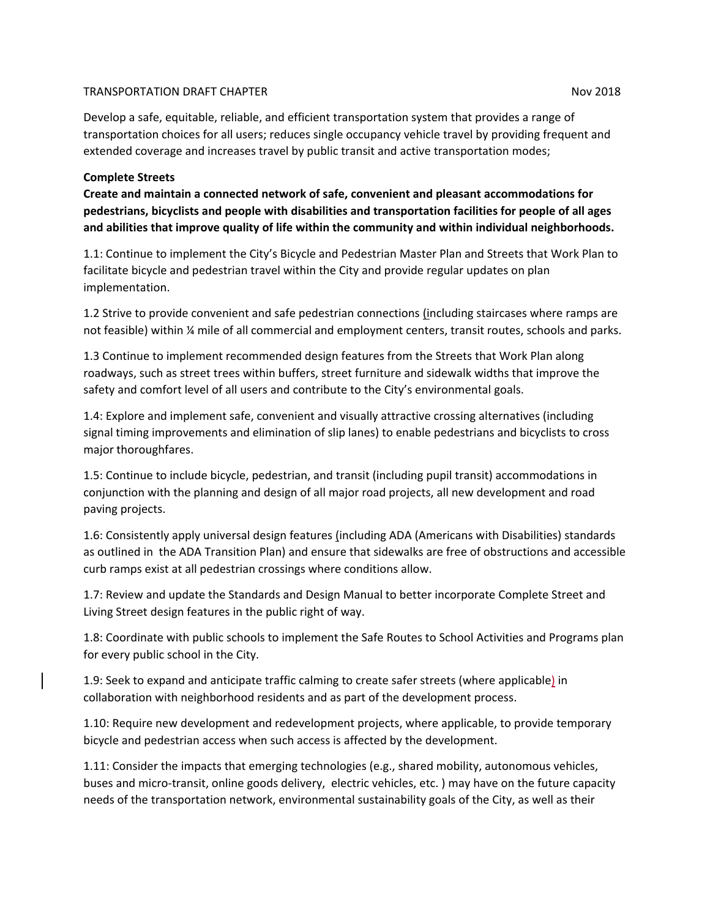TRANSPORTATION DRAFT CHAPTER Nov 2018

Develop a safe, equitable, reliable, and efficient transportation system that provides a range of transportation choices for all users; reduces single occupancy vehicle travel by providing frequent and extended coverage and increases travel by public transit and active transportation modes;

**Complete Streets**

**Create and maintain a connected network of safe, convenient and pleasant accommodations for pedestrians, bicyclists and people with disabilities and transportation facilities for people of all ages and abilities that improve quality of life within the community and within individual neighborhoods.**

1.1: Continue to implement the City's Bicycle and Pedestrian Master Plan and Streets that Work Plan to facilitate bicycle and pedestrian travel within the City and provide regular updates on plan implementation.

1.2 Strive to provide convenient and safe pedestrian connections (including staircases where ramps are not feasible) within ¼ mile of all commercial and employment centers, transit routes, schools and parks.

1.3 Continue to implement recommended design features from the Streets that Work Plan along roadways, such as street trees within buffers, street furniture and sidewalk widths that improve the safety and comfort level of all users and contribute to the City's environmental goals.

1.4: Explore and implement safe, convenient and visually attractive crossing alternatives (including signal timing improvements and elimination of slip lanes) to enable pedestrians and bicyclists to cross major thoroughfares.

1.5: Continue to include bicycle, pedestrian, and transit (including pupil transit) accommodations in conjunction with the planning and design of all major road projects, all new development and road paving projects.

1.6: Consistently apply universal design features (including ADA (Americans with Disabilities) standards as outlined in the ADA Transition Plan) and ensure that sidewalks are free of obstructions and accessible curb ramps exist at all pedestrian crossings where conditions allow.

1.7: Review and update the Standards and Design Manual to better incorporate Complete Street and Living Street design features in the public right of way.

1.8: Coordinate with public schools to implement the Safe Routes to School Activities and Programs plan for every public school in the City.

1.9: Seek to expand and anticipate traffic calming to create safer streets (where applicable) in collaboration with neighborhood residents and as part of the development process.

1.10: Require new development and redevelopment projects, where applicable, to provide temporary bicycle and pedestrian access when such access is affected by the development.

1.11: Consider the impacts that emerging technologies (e.g., shared mobility, autonomous vehicles, buses and micro-transit, online goods delivery, electric vehicles, etc. ) may have on the future capacity needs of the transportation network, environmental sustainability goals of the City, as well as their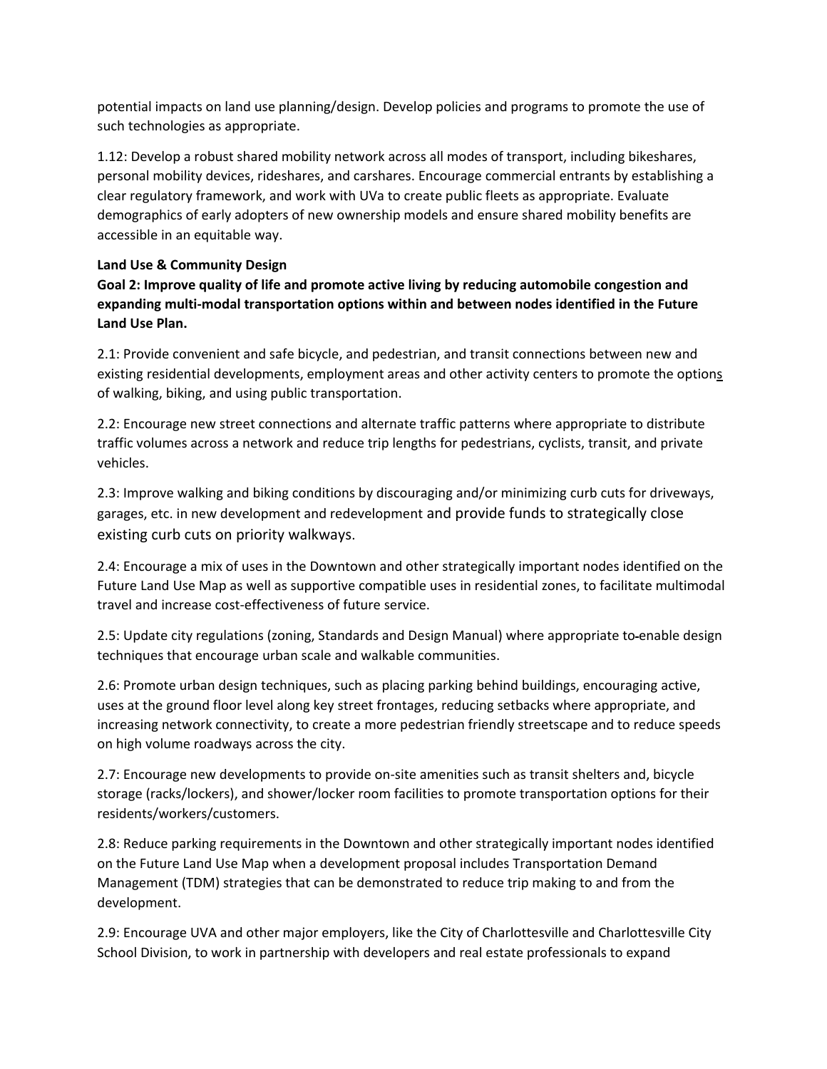potential impacts on land use planning/design. Develop policies and programs to promote the use of such technologies as appropriate.

1.12: Develop a robust shared mobility network across all modes of transport, including bikeshares, personal mobility devices, rideshares, and carshares. Encourage commercial entrants by establishing a clear regulatory framework, and work with UVa to create public fleets as appropriate. Evaluate demographics of early adopters of new ownership models and ensure shared mobility benefits are accessible in an equitable way.

**Land Use & Community Design**

**Goal 2: Improve quality of life and promote active living by reducing automobile congestion and expanding multi-modal transportation options within and between nodes identified in the Future Land Use Plan.**

2.1: Provide convenient and safe bicycle, and pedestrian, and transit connections between new and existing residential developments, employment areas and other activity centers to promote the options of walking, biking, and using public transportation.

2.2: Encourage new street connections and alternate traffic patterns where appropriate to distribute traffic volumes across a network and reduce trip lengths for pedestrians, cyclists, transit, and private vehicles.

2.3: Improve walking and biking conditions by discouraging and/or minimizing curb cuts for driveways, garages, etc. in new development and redevelopment and provide funds to strategically close existing curb cuts on priority walkways.

2.4: Encourage a mix of uses in the Downtown and other strategically important nodes identified on the Future Land Use Map as well as supportive compatible uses in residential zones, to facilitate multimodal travel and increase cost-effectiveness of future service.

2.5: Update city regulations (zoning, Standards and Design Manual) where appropriate to enable design techniques that encourage urban scale and walkable communities.

2.6: Promote urban design techniques, such as placing parking behind buildings, encouraging active, uses at the ground floor level along key street frontages, reducing setbacks where appropriate, and increasing network connectivity, to create a more pedestrian friendly streetscape and to reduce speeds on high volume roadways across the city.

2.7: Encourage new developments to provide on-site amenities such as transit shelters and, bicycle storage (racks/lockers), and shower/locker room facilities to promote transportation options for their residents/workers/customers.

2.8: Reduce parking requirements in the Downtown and other strategically important nodes identified on the Future Land Use Map when a development proposal includes Transportation Demand Management (TDM) strategies that can be demonstrated to reduce trip making to and from the development.

2.9: Encourage UVA and other major employers, like the City of Charlottesville and Charlottesville City School Division, to work in partnership with developers and real estate professionals to expand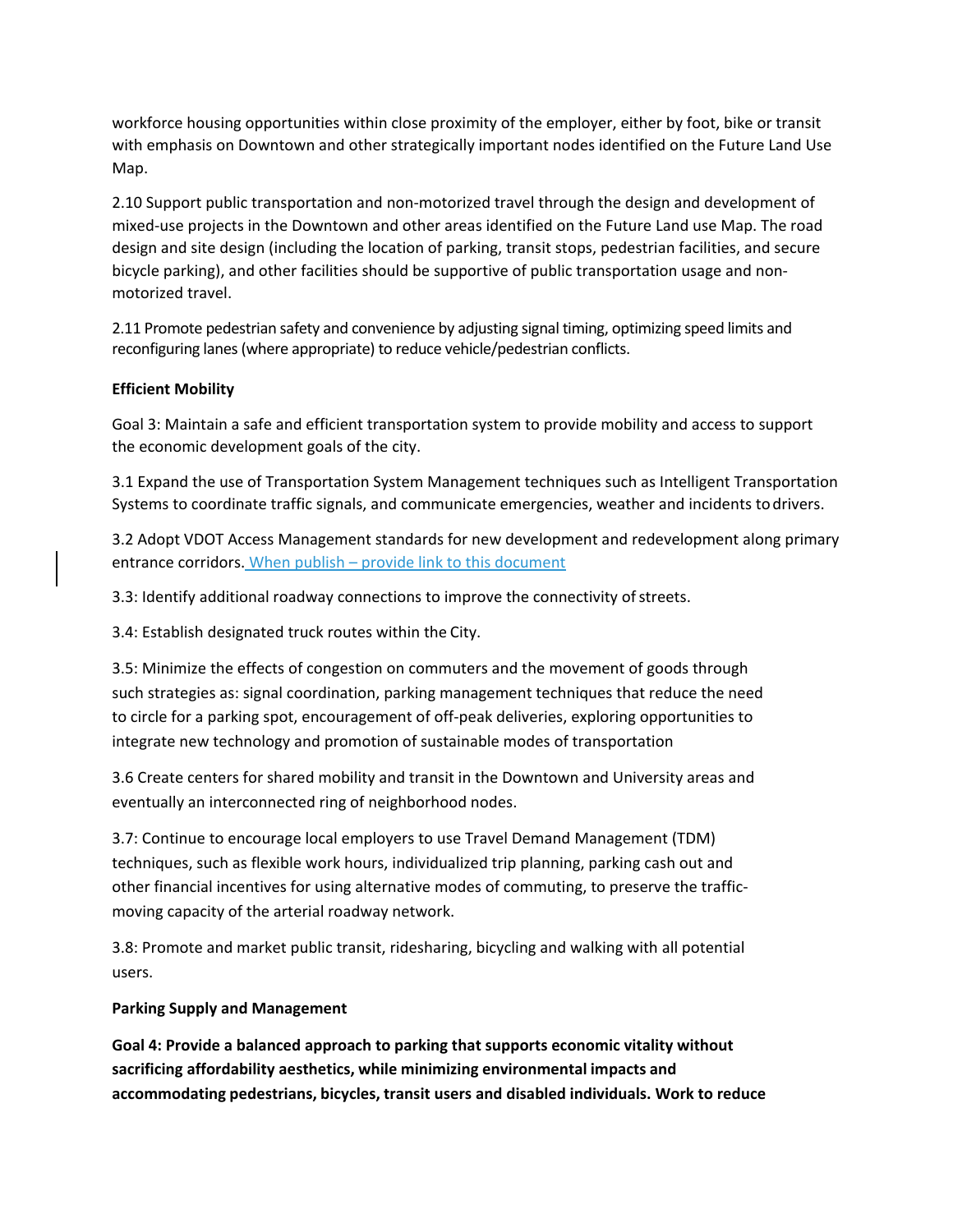workforce housing opportunities within close proximity of the employer, either by foot, bike or transit with emphasis on Downtown and other strategically important nodes identified on the Future Land Use Map.

2.10 Support public transportation and non-motorized travel through the design and development of mixed-use projects in the Downtown and other areas identified on the Future Land use Map. The road design and site design (including the location of parking, transit stops, pedestrian facilities, and secure bicycle parking), and other facilities should be supportive of public transportation usage and non-motorized travel.

2.11 Promote pedestrian safety and convenience by adjusting signal timing, optimizing speed limits and reconfiguring lanes (where appropriate) to reduce vehicle/pedestrian conflicts.

**Efficient Mobility**

Goal 3: Maintain a safe and efficient transportation system to provide mobility and access to support the economic development goals of the city.

3.1 Expand the use of Transportation System Management techniques such as Intelligent Transportation Systems to coordinate traffic signals, and communicate emergencies, weather and incidents to drivers.

3.2 Adopt VDOT Access Management standards for new development and redevelopment along primary entrance corridors. When publish – provide link to this document

3.3: Identify additional roadway connections to improve the connectivity of streets.

3.4: Establish designated truck routes within the City.

3.5: Minimize the effects of congestion on commuters and the movement of goods through such strategies as: signal coordination, parking management techniques that reduce the need to circle for a parking spot, encouragement of off-peak deliveries, exploring opportunities to integrate new technology and promotion of sustainable modes of transportation

3.6 Create centers for shared mobility and transit in the Downtown and University areas and eventually an interconnected ring of neighborhood nodes.

3.7: Continue to encourage local employers to use Travel Demand Management (TDM) techniques, such as flexible work hours, individualized trip planning, parking cash out and other financial incentives for using alternative modes of commuting, to preserve the traffic-moving capacity of the arterial roadway network.

3.8: Promote and market public transit, ridesharing, bicycling and walking with all potential users.

**Parking Supply and Management**

**Goal 4: Provide a balanced approach to parking that supports economic vitality without sacrificing affordability aesthetics, while minimizing environmental impacts and accommodating pedestrians, bicycles, transit users and disabled individuals. Work to reduce**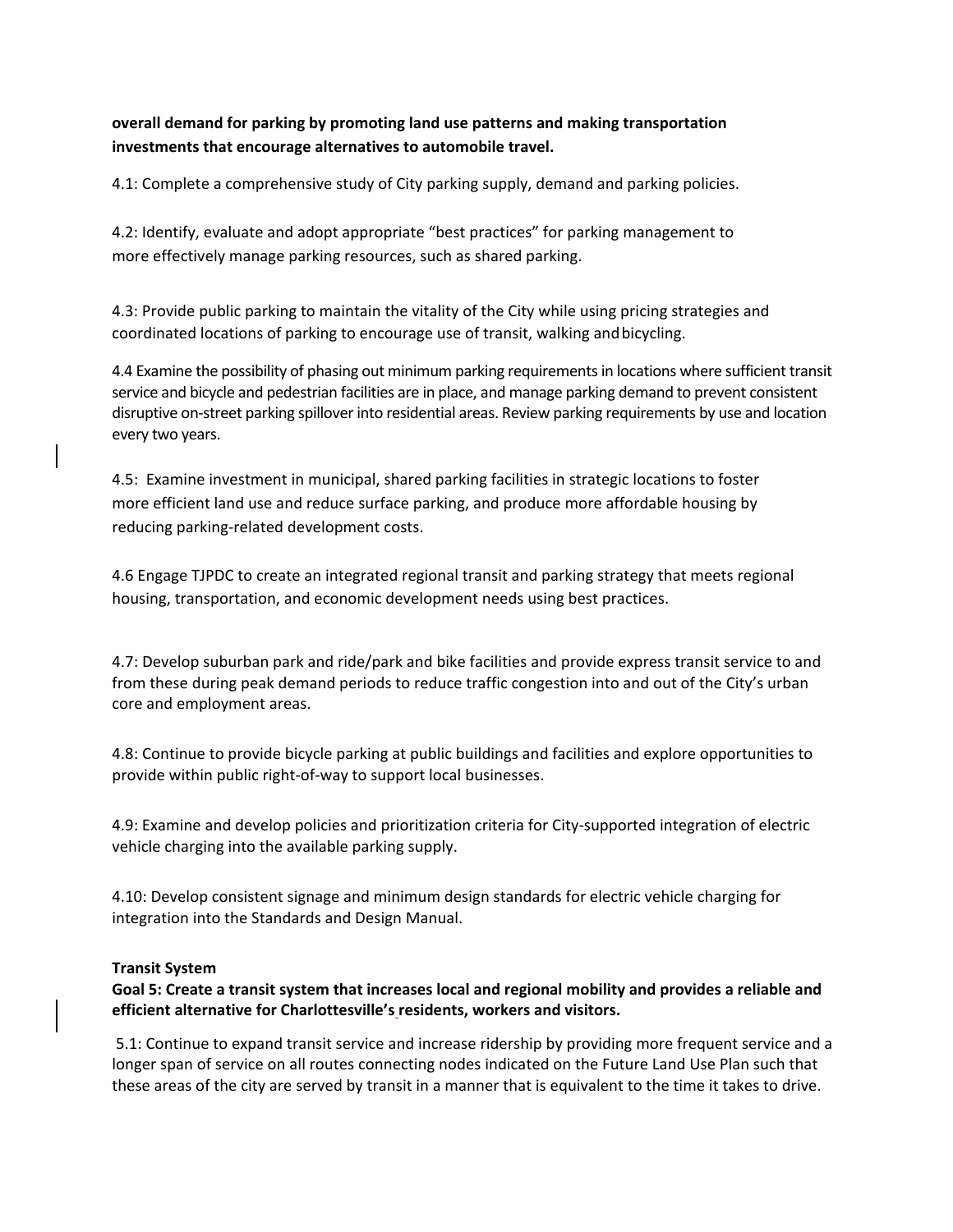**overall demand for parking by promoting land use patterns and making transportation investments that encourage alternatives to automobile travel.**

4.1: Complete a comprehensive study of City parking supply, demand and parking policies.

4.2: Identify, evaluate and adopt appropriate "best practices" for parking management to more effectively manage parking resources, such as shared parking.

4.3: Provide public parking to maintain the vitality of the City while using pricing strategies and coordinated locations of parking to encourage use of transit, walking and bicycling.

4.4 Examine the possibility of phasing out minimum parking requirements in locations where sufficient transit service and bicycle and pedestrian facilities are in place, and manage parking demand to prevent consistent disruptive on-street parking spillover into residential areas. Review parking requirements by use and location every two years.

4.5: Examine investment in municipal, shared parking facilities in strategic locations to foster more efficient land use and reduce surface parking, and produce more affordable housing by reducing parking-related development costs.

4.6 Engage TJPDC to create an integrated regional transit and parking strategy that meets regional housing, transportation, and economic development needs using best practices.

4.7: Develop suburban park and ride/park and bike facilities and provide express transit service to and from these during peak demand periods to reduce traffic congestion into and out of the City's urban core and employment areas.

4.8: Continue to provide bicycle parking at public buildings and facilities and explore opportunities to provide within public right-of-way to support local businesses.

4.9: Examine and develop policies and prioritization criteria for City-supported integration of electric vehicle charging into the available parking supply.

4.10: Develop consistent signage and minimum design standards for electric vehicle charging for integration into the Standards and Design Manual.

**Transit System**

**Goal 5: Create a transit system that increases local and regional mobility and provides a reliable and efficient alternative for Charlottesville's residents, workers and visitors.**

5.1: Continue to expand transit service and increase ridership by providing more frequent service and a longer span of service on all routes connecting nodes indicated on the Future Land Use Plan such that these areas of the city are served by transit in a manner that is equivalent to the time it takes to drive.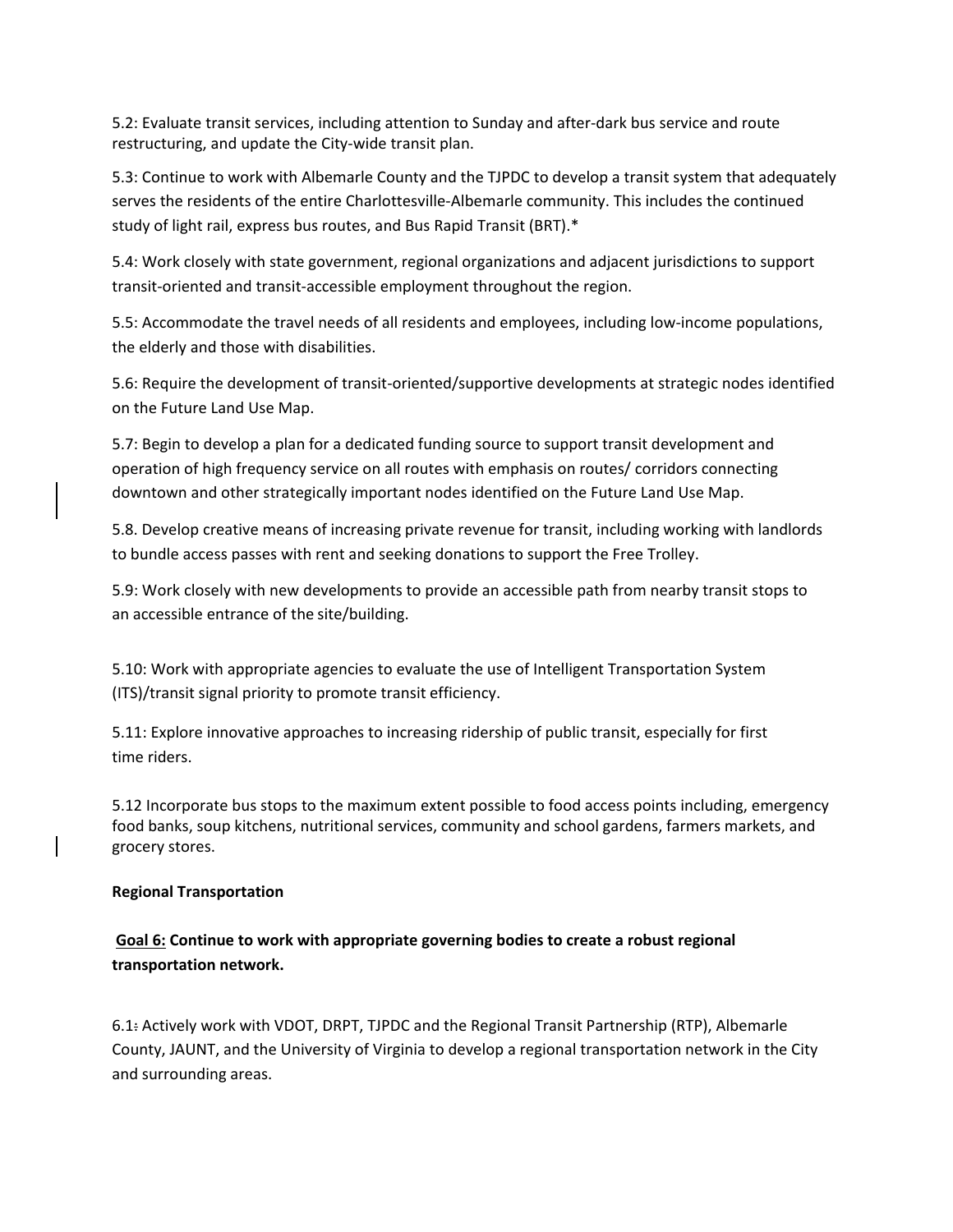5.2: Evaluate transit services, including attention to Sunday and after-dark bus service and route restructuring, and update the City-wide transit plan.

5.3: Continue to work with Albemarle County and the TJPDC to develop a transit system that adequately serves the residents of the entire Charlottesville-Albemarle community. This includes the continued study of light rail, express bus routes, and Bus Rapid Transit (BRT).*

5.4: Work closely with state government, regional organizations and adjacent jurisdictions to support transit-oriented and transit-accessible employment throughout the region.

5.5: Accommodate the travel needs of all residents and employees, including low-income populations, the elderly and those with disabilities.

5.6: Require the development of transit-oriented/supportive developments at strategic nodes identified on the Future Land Use Map.

5.7: Begin to develop a plan for a dedicated funding source to support transit development and operation of high frequency service on all routes with emphasis on routes/ corridors connecting downtown and other strategically important nodes identified on the Future Land Use Map.

5.8. Develop creative means of increasing private revenue for transit, including working with landlords to bundle access passes with rent and seeking donations to support the Free Trolley.

5.9: Work closely with new developments to provide an accessible path from nearby transit stops to an accessible entrance of the site/building.

5.10: Work with appropriate agencies to evaluate the use of Intelligent Transportation System (ITS)/transit signal priority to promote transit efficiency.

5.11: Explore innovative approaches to increasing ridership of public transit, especially for first time riders.

5.12 Incorporate bus stops to the maximum extent possible to food access points including, emergency food banks, soup kitchens, nutritional services, community and school gardens, farmers markets, and grocery stores.

**Regional Transportation**

**<u>Goal 6:</u> Continue to work with appropriate governing bodies to create a robust regional transportation network.**

6.1: Actively work with VDOT, DRPT, TJPDC and the Regional Transit Partnership (RTP), Albemarle County, JAUNT, and the University of Virginia to develop a regional transportation network in the City and surrounding areas.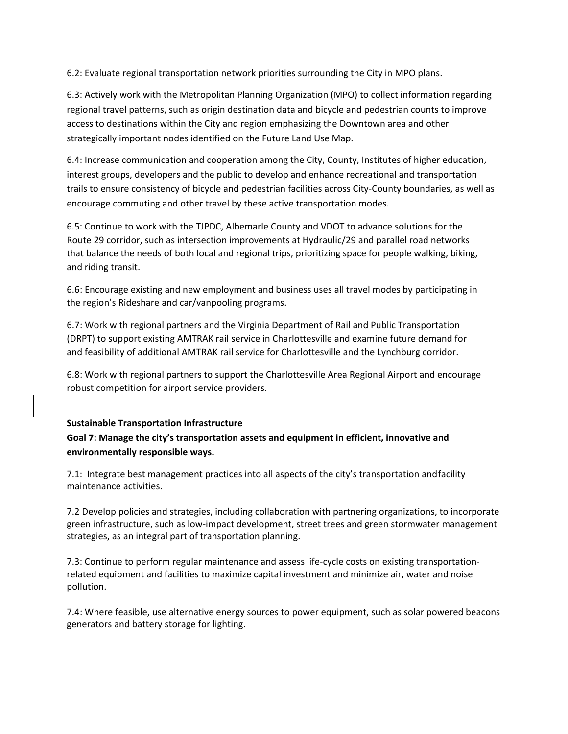6.2: Evaluate regional transportation network priorities surrounding the City in MPO plans.

6.3: Actively work with the Metropolitan Planning Organization (MPO) to collect information regarding regional travel patterns, such as origin destination data and bicycle and pedestrian counts to improve access to destinations within the City and region emphasizing the Downtown area and other strategically important nodes identified on the Future Land Use Map.

6.4: Increase communication and cooperation among the City, County, Institutes of higher education, interest groups, developers and the public to develop and enhance recreational and transportation trails to ensure consistency of bicycle and pedestrian facilities across City-County boundaries, as well as encourage commuting and other travel by these active transportation modes.

6.5: Continue to work with the TJPDC, Albemarle County and VDOT to advance solutions for the Route 29 corridor, such as intersection improvements at Hydraulic/29 and parallel road networks that balance the needs of both local and regional trips, prioritizing space for people walking, biking, and riding transit.

6.6: Encourage existing and new employment and business uses all travel modes by participating in the region's Rideshare and car/vanpooling programs.

6.7: Work with regional partners and the Virginia Department of Rail and Public Transportation (DRPT) to support existing AMTRAK rail service in Charlottesville and examine future demand for and feasibility of additional AMTRAK rail service for Charlottesville and the Lynchburg corridor.

6.8: Work with regional partners to support the Charlottesville Area Regional Airport and encourage robust competition for airport service providers.

**Sustainable Transportation Infrastructure**

**Goal 7: Manage the city's transportation assets and equipment in efficient, innovative and environmentally responsible ways.**

7.1: Integrate best management practices into all aspects of the city's transportation andfacility maintenance activities.

7.2 Develop policies and strategies, including collaboration with partnering organizations, to incorporate green infrastructure, such as low-impact development, street trees and green stormwater management strategies, as an integral part of transportation planning.

7.3: Continue to perform regular maintenance and assess life-cycle costs on existing transportation-related equipment and facilities to maximize capital investment and minimize air, water and noise pollution.

7.4: Where feasible, use alternative energy sources to power equipment, such as solar powered beacons generators and battery storage for lighting.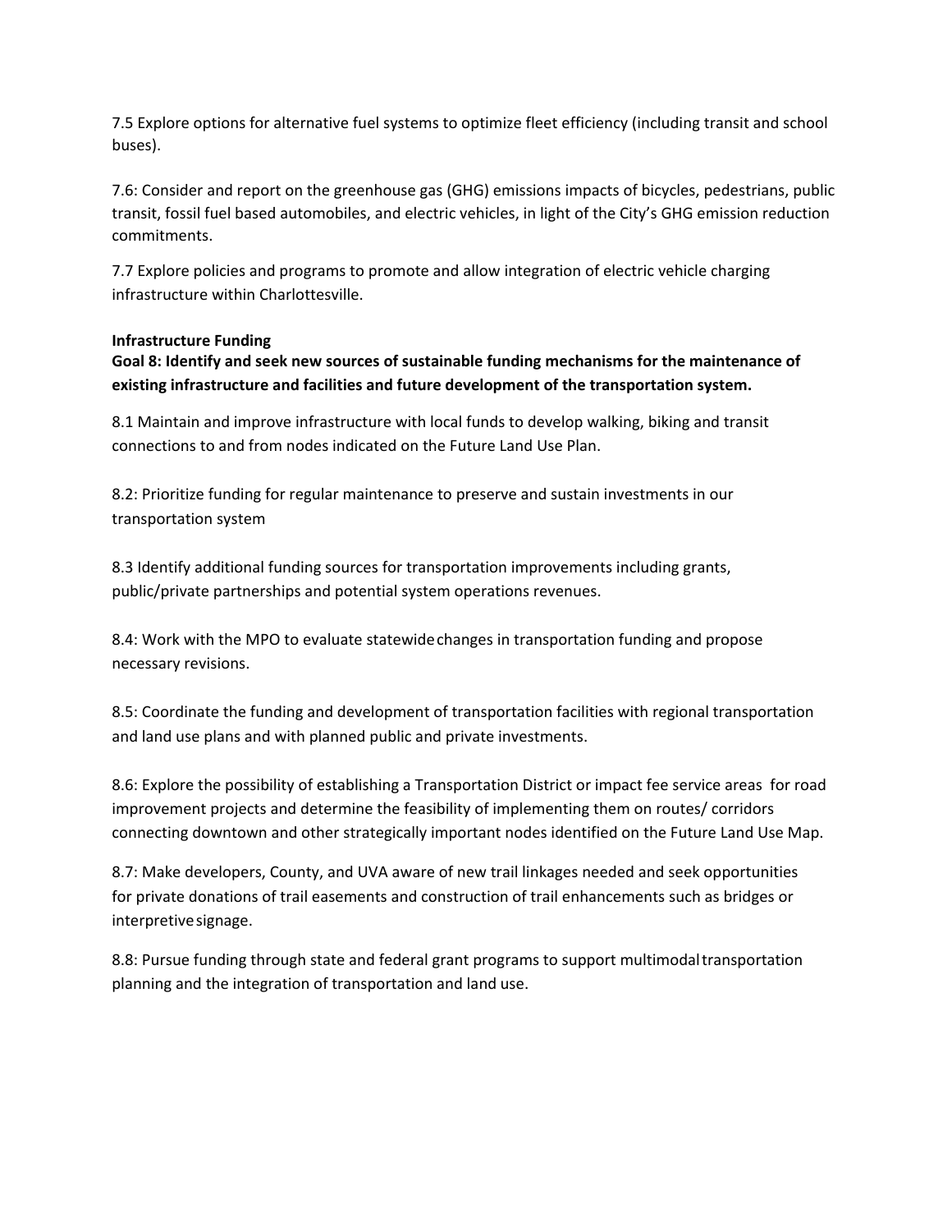7.5 Explore options for alternative fuel systems to optimize fleet efficiency (including transit and school buses).

7.6: Consider and report on the greenhouse gas (GHG) emissions impacts of bicycles, pedestrians, public transit, fossil fuel based automobiles, and electric vehicles, in light of the City's GHG emission reduction commitments.

7.7 Explore policies and programs to promote and allow integration of electric vehicle charging infrastructure within Charlottesville.

**Infrastructure Funding**

**Goal 8: Identify and seek new sources of sustainable funding mechanisms for the maintenance of existing infrastructure and facilities and future development of the transportation system.**

8.1 Maintain and improve infrastructure with local funds to develop walking, biking and transit connections to and from nodes indicated on the Future Land Use Plan.

8.2: Prioritize funding for regular maintenance to preserve and sustain investments in our transportation system

8.3 Identify additional funding sources for transportation improvements including grants, public/private partnerships and potential system operations revenues.

8.4: Work with the MPO to evaluate statewide changes in transportation funding and propose necessary revisions.

8.5: Coordinate the funding and development of transportation facilities with regional transportation and land use plans and with planned public and private investments.

8.6: Explore the possibility of establishing a Transportation District or impact fee service areas for road improvement projects and determine the feasibility of implementing them on routes/ corridors connecting downtown and other strategically important nodes identified on the Future Land Use Map.

8.7: Make developers, County, and UVA aware of new trail linkages needed and seek opportunities for private donations of trail easements and construction of trail enhancements such as bridges or interpretive signage.

8.8: Pursue funding through state and federal grant programs to support multimodal transportation planning and the integration of transportation and land use.